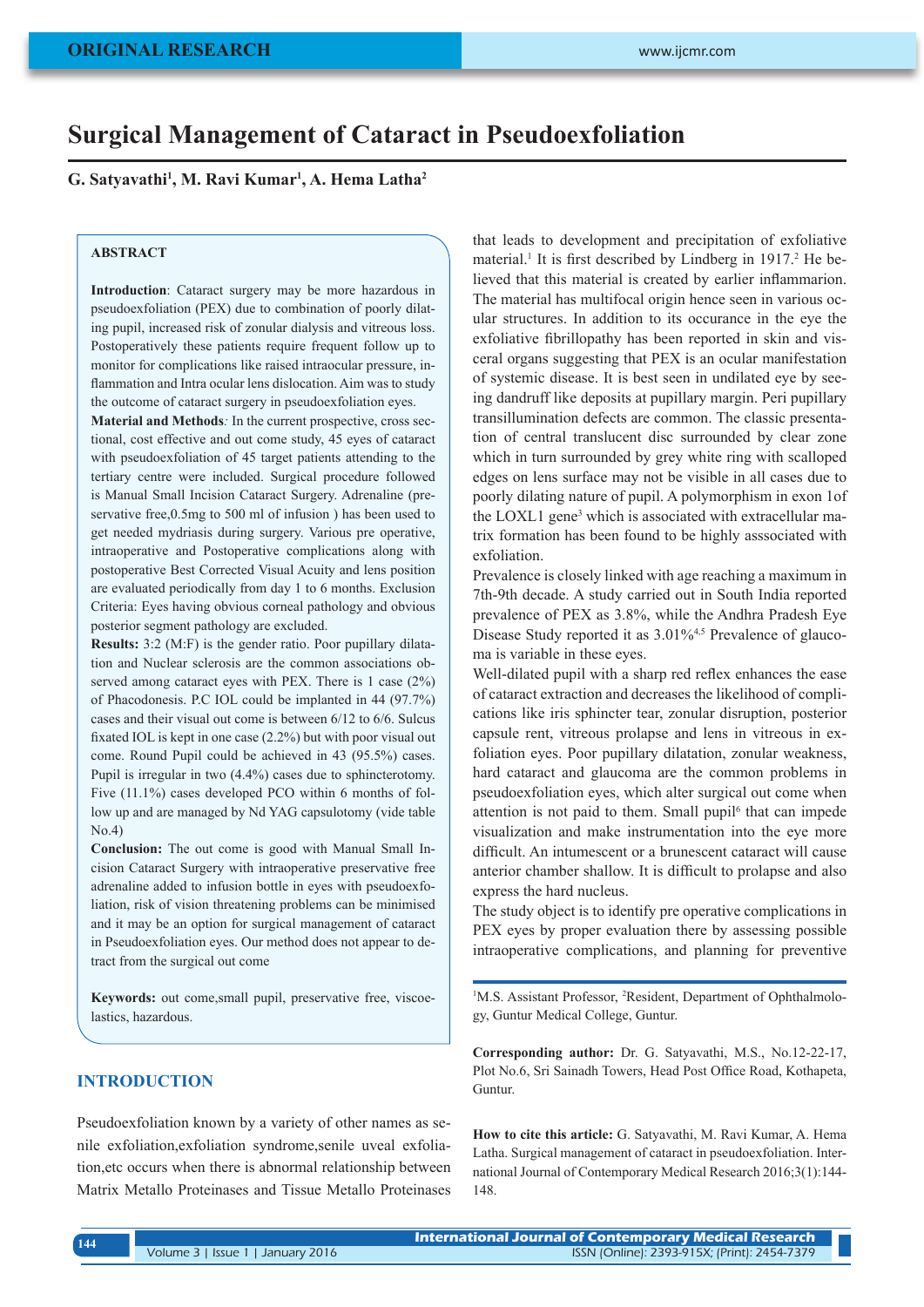ORIGINAL RESEARCH

# Surgical Management of Cataract in Pseudoexfoliation

**G. Satyavathi[1], M. Ravi Kumar[1], A. Hema Latha[2]**

## ABSTRACT

**Introduction**: Cataract surgery may be more hazardous in pseudoexfoliation (PEX) due to combination of poorly dilating pupil, increased risk of zonular dialysis and vitreous loss. Postoperatively these patients require frequent follow up to monitor for complications like raised intraocular pressure, inflammation and Intra ocular lens dislocation. Aim was to study the outcome of cataract surgery in pseudoexfoliation eyes.

**Material and Methods***:* In the current prospective, cross sectional, cost effective and out come study, 45 eyes of cataract with pseudoexfoliation of 45 target patients attending to the tertiary centre were included. Surgical procedure followed is Manual Small Incision Cataract Surgery. Adrenaline (preservative free,0.5mg to 500 ml of infusion ) has been used to get needed mydriasis during surgery. Various pre operative, intraoperative and Postoperative complications along with postoperative Best Corrected Visual Acuity and lens position are evaluated periodically from day 1 to 6 months. Exclusion Criteria: Eyes having obvious corneal pathology and obvious posterior segment pathology are excluded.

**Results:** 3:2 (M:F) is the gender ratio. Poor pupillary dilatation and Nuclear sclerosis are the common associations observed among cataract eyes with PEX. There is 1 case (2%) of Phacodonesis. P.C IOL could be implanted in 44 (97.7%) cases and their visual out come is between 6/12 to 6/6. Sulcus fixated IOL is kept in one case (2.2%) but with poor visual out come. Round Pupil could be achieved in 43 (95.5%) cases. Pupil is irregular in two (4.4%) cases due to sphincterotomy. Five (11.1%) cases developed PCO within 6 months of follow up and are managed by Nd YAG capsulotomy (vide table No.4)

**Conclusion:** The out come is good with Manual Small Incision Cataract Surgery with intraoperative preservative free adrenaline added to infusion bottle in eyes with pseudoexfoliation, risk of vision threatening problems can be minimised and it may be an option for surgical management of cataract in Pseudoexfoliation eyes. Our method does not appear to detract from the surgical out come

**Keywords:** out come,small pupil, preservative free, viscoelastics, hazardous.

## INTRODUCTION

Pseudoexfoliation known by a variety of other names as senile exfoliation,exfoliation syndrome,senile uveal exfoliation,etc occurs when there is abnormal relationship between Matrix Metallo Proteinases and Tissue Metallo Proteinases that leads to development and precipitation of exfoliative material.[1] It is first described by Lindberg in 1917.[2] He believed that this material is created by earlier inflammarion. The material has multifocal origin hence seen in various ocular structures. In addition to its occurance in the eye the exfoliative fibrillopathy has been reported in skin and visceral organs suggesting that PEX is an ocular manifestation of systemic disease. It is best seen in undilated eye by seeing dandruff like deposits at pupillary margin. Peri pupillary transillumination defects are common. The classic presentation of central translucent disc surrounded by clear zone which in turn surrounded by grey white ring with scalloped edges on lens surface may not be visible in all cases due to poorly dilating nature of pupil. A polymorphism in exon 1of the LOXL1 gene[3] which is associated with extracellular matrix formation has been found to be highly asssociated with exfoliation.

Prevalence is closely linked with age reaching a maximum in 7th-9th decade. A study carried out in South India reported prevalence of PEX as 3.8%, while the Andhra Pradesh Eye Disease Study reported it as 3.01%[4,5] Prevalence of glaucoma is variable in these eyes.

Well-dilated pupil with a sharp red reflex enhances the ease of cataract extraction and decreases the likelihood of complications like iris sphincter tear, zonular disruption, posterior capsule rent, vitreous prolapse and lens in vitreous in exfoliation eyes. Poor pupillary dilatation, zonular weakness, hard cataract and glaucoma are the common problems in pseudoexfoliation eyes, which alter surgical out come when attention is not paid to them. Small pupil[6] that can impede visualization and make instrumentation into the eye more difficult. An intumescent or a brunescent cataract will cause anterior chamber shallow. It is difficult to prolapse and also express the hard nucleus.

The study object is to identify pre operative complications in PEX eyes by proper evaluation there by assessing possible intraoperative complications, and planning for preventive

[1]M.S. Assistant Professor, [2]Resident, Department of Ophthalmology, Guntur Medical College, Guntur.

**Corresponding author:** Dr. G. Satyavathi, M.S., No.12-22-17, Plot No.6, Sri Sainadh Towers, Head Post Office Road, Kothapeta, Guntur.

**How to cite this article:** G. Satyavathi, M. Ravi Kumar, A. Hema Latha. Surgical management of cataract in pseudoexfoliation. International Journal of Contemporary Medical Research 2016;3(1):144-148.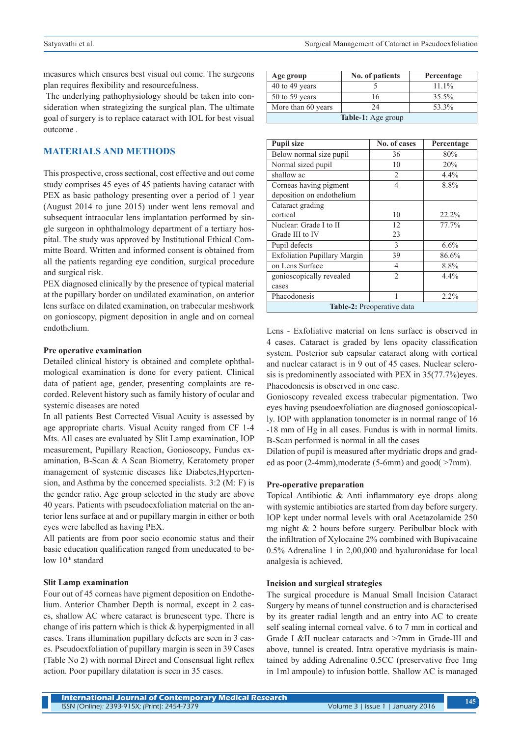measures which ensures best visual out come. The surgeons plan requires flexibility and resourcefulness.

The underlying pathophysiology should be taken into consideration when strategizing the surgical plan. The ultimate goal of surgery is to replace cataract with IOL for best visual outcome .

## MATERIALS AND METHODS

This prospective, cross sectional, cost effective and out come study comprises 45 eyes of 45 patients having cataract with PEX as basic pathology presenting over a period of 1 year (August 2014 to june 2015) under went lens removal and subsequent intraocular lens implantation performed by single surgeon in ophthalmology department of a tertiary hospital. The study was approved by Institutional Ethical Committe Board. Written and informed consent is obtained from all the patients regarding eye condition, surgical procedure and surgical risk.

PEX diagnosed clinically by the presence of typical material at the pupillary border on undilated examination, on anterior lens surface on dilated examination, on trabecular meshwork on gonioscopy, pigment deposition in angle and on corneal endothelium.

### Pre operative examination

Detailed clinical history is obtained and complete ophthalmological examination is done for every patient. Clinical data of patient age, gender, presenting complaints are recorded. Relevent history such as family history of ocular and systemic diseases are noted

In all patients Best Corrected Visual Acuity is assessed by age appropriate charts. Visual Acuity ranged from CF 1-4 Mts. All cases are evaluated by Slit Lamp examination, IOP measurement, Pupillary Reaction, Gonioscopy, Fundus examination, B-Scan & A Scan Biometry, Keratometry proper management of systemic diseases like Diabetes,Hypertension, and Asthma by the concerned specialists. 3:2 (M: F) is the gender ratio. Age group selected in the study are above 40 years. Patients with pseudoexfoliation material on the anterior lens surface at and or pupillary margin in either or both eyes were labelled as having PEX.

All patients are from poor socio economic status and their basic education qualification ranged from uneducated to below 10th standard

### Slit Lamp examination

Four out of 45 corneas have pigment deposition on Endothelium. Anterior Chamber Depth is normal, except in 2 cases, shallow AC where cataract is brunescent type. There is change of iris pattern which is thick & hyperpigmented in all cases. Trans illumination pupillary defects are seen in 3 cases. Pseudoexfoliation of pupillary margin is seen in 39 Cases (Table No 2) with normal Direct and Consensual light reflex action. Poor pupillary dilatation is seen in 35 cases.

| Age group | No. of patients | Percentage |
|---|---|---|
| 40 to 49 years | 5 | 11.1% |
| 50 to 59 years | 16 | 35.5% |
| More than 60 years | 24 | 53.3% |

**Table-1:** Age group

| Pupil size | No. of cases | Percentage |
|---|---|---|
| Below normal size pupil | 36 | 80% |
| Normal sized pupil | 10 | 20% |
| shallow ac | 2 | 4.4% |
| Corneas having pigment deposition on endothelium | 4 | 8.8% |
| Cataract grading cortical | 10 | 22.2% |
| Nuclear: Grade I to II<br>Grade III to IV | 12<br>23 | 77.7% |
| Pupil defects | 3 | 6.6% |
| Exfoliation Pupillary Margin | 39 | 86.6% |
| on Lens Surface | 4 | 8.8% |
| gonioscopically revealed cases | 2 | 4.4% |
| Phacodonesis | 1 | 2.2% |

**Table-2:** Preoperative data

Lens - Exfoliative material on lens surface is observed in 4 cases. Cataract is graded by lens opacity classification system. Posterior sub capsular cataract along with cortical and nuclear cataract is in 9 out of 45 cases. Nuclear sclerosis is predominantly associated with PEX in 35(77.7%)eyes. Phacodonesis is observed in one case.

Gonioscopy revealed excess trabecular pigmentation. Two eyes having pseudoexfoliation are diagnosed gonioscopically. IOP with applanation tonometer is in normal range of 16 -18 mm of Hg in all cases. Fundus is with in normal limits. B-Scan performed is normal in all the cases

Dilation of pupil is measured after mydriatic drops and graded as poor (2-4mm),moderate (5-6mm) and good( >7mm).

### Pre-operative preparation

Topical Antibiotic & Anti inflammatory eye drops along with systemic antibiotics are started from day before surgery. IOP kept under normal levels with oral Acetazolamide 250 mg night & 2 hours before surgery. Peribulbar block with the infiltration of Xylocaine 2% combined with Bupivacaine 0.5% Adrenaline 1 in 2,00,000 and hyaluronidase for local analgesia is achieved.

### Incision and surgical strategies

The surgical procedure is Manual Small Incision Cataract Surgery by means of tunnel construction and is characterised by its greater radial length and an entry into AC to create self sealing internal corneal valve. 6 to 7 mm in cortical and Grade I &II nuclear cataracts and >7mm in Grade-III and above, tunnel is created. Intra operative mydriasis is maintained by adding Adrenaline 0.5CC (preservative free 1mg in 1ml ampoule) to infusion bottle. Shallow AC is managed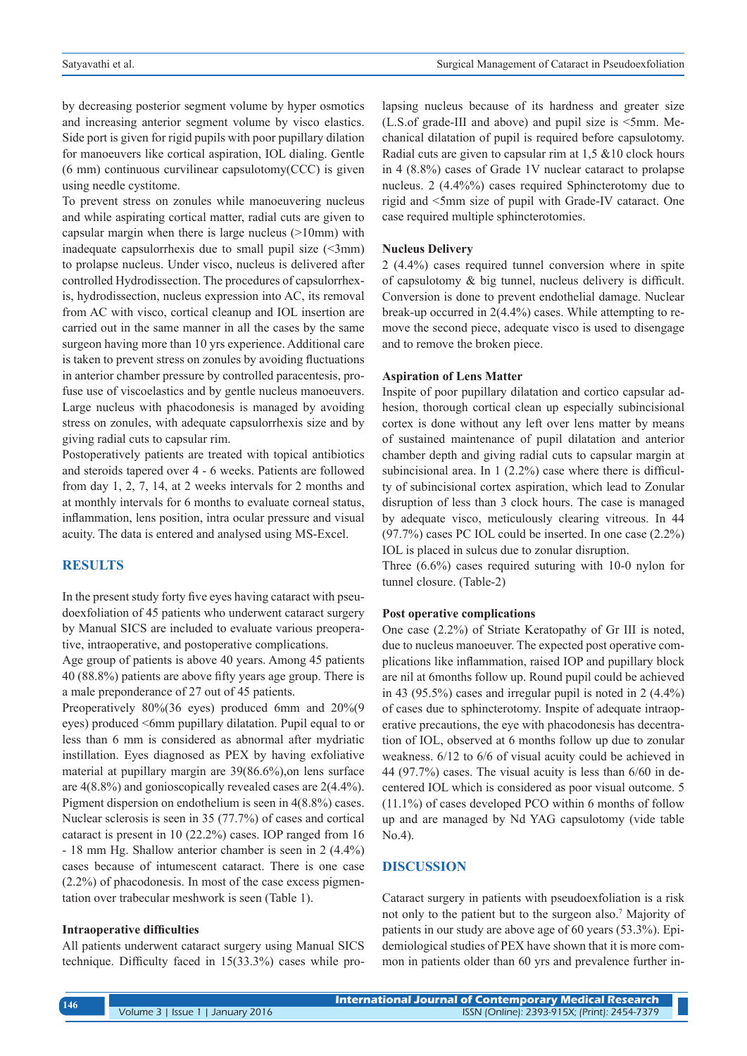by decreasing posterior segment volume by hyper osmotics and increasing anterior segment volume by visco elastics. Side port is given for rigid pupils with poor pupillary dilation for manoeuvers like cortical aspiration, IOL dialing. Gentle (6 mm) continuous curvilinear capsulotomy(CCC) is given using needle cystitome.

To prevent stress on zonules while manoeuvering nucleus and while aspirating cortical matter, radial cuts are given to capsular margin when there is large nucleus (>10mm) with inadequate capsulorrhexis due to small pupil size (<3mm) to prolapse nucleus. Under visco, nucleus is delivered after controlled Hydrodissection. The procedures of capsulorrhexis, hydrodissection, nucleus expression into AC, its removal from AC with visco, cortical cleanup and IOL insertion are carried out in the same manner in all the cases by the same surgeon having more than 10 yrs experience. Additional care is taken to prevent stress on zonules by avoiding fluctuations in anterior chamber pressure by controlled paracentesis, profuse use of viscoelastics and by gentle nucleus manoeuvers. Large nucleus with phacodonesis is managed by avoiding stress on zonules, with adequate capsulorrhexis size and by giving radial cuts to capsular rim.

Postoperatively patients are treated with topical antibiotics and steroids tapered over 4 - 6 weeks. Patients are followed from day 1, 2, 7, 14, at 2 weeks intervals for 2 months and at monthly intervals for 6 months to evaluate corneal status, inflammation, lens position, intra ocular pressure and visual acuity. The data is entered and analysed using MS-Excel.

## RESULTS

In the present study forty five eyes having cataract with pseudoexfoliation of 45 patients who underwent cataract surgery by Manual SICS are included to evaluate various preoperative, intraoperative, and postoperative complications.

Age group of patients is above 40 years. Among 45 patients 40 (88.8%) patients are above fifty years age group. There is a male preponderance of 27 out of 45 patients.

Preoperatively 80%(36 eyes) produced 6mm and 20%(9 eyes) produced <6mm pupillary dilatation. Pupil equal to or less than 6 mm is considered as abnormal after mydriatic instillation. Eyes diagnosed as PEX by having exfoliative material at pupillary margin are 39(86.6%),on lens surface are 4(8.8%) and gonioscopically revealed cases are 2(4.4%). Pigment dispersion on endothelium is seen in 4(8.8%) cases. Nuclear sclerosis is seen in 35 (77.7%) of cases and cortical cataract is present in 10 (22.2%) cases. IOP ranged from 16 - 18 mm Hg. Shallow anterior chamber is seen in 2 (4.4%) cases because of intumescent cataract. There is one case (2.2%) of phacodonesis. In most of the case excess pigmentation over trabecular meshwork is seen (Table 1).

### Intraoperative difficulties

All patients underwent cataract surgery using Manual SICS technique. Difficulty faced in 15(33.3%) cases while prolapsing nucleus because of its hardness and greater size (L.S.of grade-III and above) and pupil size is <5mm. Mechanical dilatation of pupil is required before capsulotomy. Radial cuts are given to capsular rim at 1,5 &10 clock hours in 4 (8.8%) cases of Grade 1V nuclear cataract to prolapse nucleus. 2 (4.4%%) cases required Sphincterotomy due to rigid and <5mm size of pupil with Grade-IV cataract. One case required multiple sphincterotomies.

### Nucleus Delivery

2 (4.4%) cases required tunnel conversion where in spite of capsulotomy & big tunnel, nucleus delivery is difficult. Conversion is done to prevent endothelial damage. Nuclear break-up occurred in 2(4.4%) cases. While attempting to remove the second piece, adequate visco is used to disengage and to remove the broken piece.

### Aspiration of Lens Matter

Inspite of poor pupillary dilatation and cortico capsular adhesion, thorough cortical clean up especially subincisional cortex is done without any left over lens matter by means of sustained maintenance of pupil dilatation and anterior chamber depth and giving radial cuts to capsular margin at subincisional area. In 1 (2.2%) case where there is difficulty of subincisional cortex aspiration, which lead to Zonular disruption of less than 3 clock hours. The case is managed by adequate visco, meticulously clearing vitreous. In 44 (97.7%) cases PC IOL could be inserted. In one case (2.2%) IOL is placed in sulcus due to zonular disruption.

Three (6.6%) cases required suturing with 10-0 nylon for tunnel closure. (Table-2)

### Post operative complications

One case (2.2%) of Striate Keratopathy of Gr III is noted, due to nucleus manoeuver. The expected post operative complications like inflammation, raised IOP and pupillary block are nil at 6months follow up. Round pupil could be achieved in 43 (95.5%) cases and irregular pupil is noted in 2 (4.4%) of cases due to sphincterotomy. Inspite of adequate intraoperative precautions, the eye with phacodonesis has decentration of IOL, observed at 6 months follow up due to zonular weakness. 6/12 to 6/6 of visual acuity could be achieved in 44 (97.7%) cases. The visual acuity is less than 6/60 in decentered IOL which is considered as poor visual outcome. 5 (11.1%) of cases developed PCO within 6 months of follow up and are managed by Nd YAG capsulotomy (vide table No.4).

## DISCUSSION

Cataract surgery in patients with pseudoexfoliation is a risk not only to the patient but to the surgeon also.[7] Majority of patients in our study are above age of 60 years (53.3%). Epidemiological studies of PEX have shown that it is more common in patients older than 60 yrs and prevalence further in-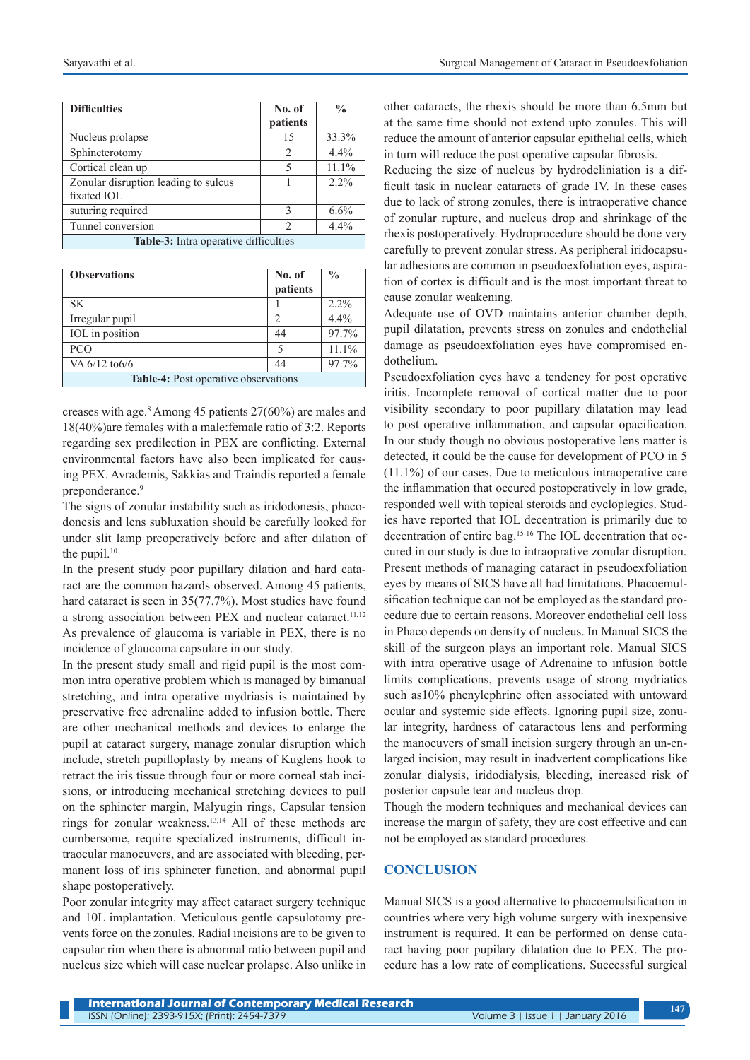| Difficulties | No. of patients | % |
|---|---|---|
| Nucleus prolapse | 15 | 33.3% |
| Sphincterotomy | 2 | 4.4% |
| Cortical clean up | 5 | 11.1% |
| Zonular disruption leading to sulcus fixated IOL | 1 | 2.2% |
| suturing required | 3 | 6.6% |
| Tunnel conversion | 2 | 4.4% |

**Table-3:** Intra operative difficulties

| Observations | No. of patients | % |
|---|---|---|
| SK | 1 | 2.2% |
| Irregular pupil | 2 | 4.4% |
| IOL in position | 44 | 97.7% |
| PCO | 5 | 11.1% |
| VA 6/12 to6/6 | 44 | 97.7% |

**Table-4:** Post operative observations

creases with age.[8] Among 45 patients 27(60%) are males and 18(40%)are females with a male:female ratio of 3:2. Reports regarding sex predilection in PEX are conflicting. External environmental factors have also been implicated for causing PEX. Avrademis, Sakkias and Traindis reported a female preponderance.[9]

The signs of zonular instability such as iridodonesis, phacodonesis and lens subluxation should be carefully looked for under slit lamp preoperatively before and after dilation of the pupil.[10]

In the present study poor pupillary dilation and hard cataract are the common hazards observed. Among 45 patients, hard cataract is seen in 35(77.7%). Most studies have found a strong association between PEX and nuclear cataract.[11,12] As prevalence of glaucoma is variable in PEX, there is no incidence of glaucoma capsulare in our study.

In the present study small and rigid pupil is the most common intra operative problem which is managed by bimanual stretching, and intra operative mydriasis is maintained by preservative free adrenaline added to infusion bottle. There are other mechanical methods and devices to enlarge the pupil at cataract surgery, manage zonular disruption which include, stretch pupilloplasty by means of Kuglens hook to retract the iris tissue through four or more corneal stab incisions, or introducing mechanical stretching devices to pull on the sphincter margin, Malyugin rings, Capsular tension rings for zonular weakness.[13,14] All of these methods are cumbersome, require specialized instruments, difficult intraocular manoeuvers, and are associated with bleeding, permanent loss of iris sphincter function, and abnormal pupil shape postoperatively.

Poor zonular integrity may affect cataract surgery technique and 10L implantation. Meticulous gentle capsulotomy prevents force on the zonules. Radial incisions are to be given to capsular rim when there is abnormal ratio between pupil and nucleus size which will ease nuclear prolapse. Also unlike in other cataracts, the rhexis should be more than 6.5mm but at the same time should not extend upto zonules. This will reduce the amount of anterior capsular epithelial cells, which in turn will reduce the post operative capsular fibrosis.

Reducing the size of nucleus by hydrodeliniation is a difficult task in nuclear cataracts of grade IV. In these cases due to lack of strong zonules, there is intraoperative chance of zonular rupture, and nucleus drop and shrinkage of the rhexis postoperatively. Hydroprocedure should be done very carefully to prevent zonular stress. As peripheral iridocapsular adhesions are common in pseudoexfoliation eyes, aspiration of cortex is difficult and is the most important threat to cause zonular weakening.

Adequate use of OVD maintains anterior chamber depth, pupil dilatation, prevents stress on zonules and endothelial damage as pseudoexfoliation eyes have compromised endothelium.

Pseudoexfoliation eyes have a tendency for post operative iritis. Incomplete removal of cortical matter due to poor visibility secondary to poor pupillary dilatation may lead to post operative inflammation, and capsular opacification. In our study though no obvious postoperative lens matter is detected, it could be the cause for development of PCO in 5 (11.1%) of our cases. Due to meticulous intraoperative care the inflammation that occured postoperatively in low grade, responded well with topical steroids and cycloplegics. Studies have reported that IOL decentration is primarily due to decentration of entire bag.[15-16] The IOL decentration that occured in our study is due to intraoprative zonular disruption. Present methods of managing cataract in pseudoexfoliation eyes by means of SICS have all had limitations. Phacoemulsification technique can not be employed as the standard procedure due to certain reasons. Moreover endothelial cell loss in Phaco depends on density of nucleus. In Manual SICS the skill of the surgeon plays an important role. Manual SICS with intra operative usage of Adrenaine to infusion bottle limits complications, prevents usage of strong mydriatics such as10% phenylephrine often associated with untoward ocular and systemic side effects. Ignoring pupil size, zonular integrity, hardness of cataractous lens and performing the manoeuvers of small incision surgery through an un-enlarged incision, may result in inadvertent complications like zonular dialysis, iridodialysis, bleeding, increased risk of posterior capsule tear and nucleus drop.

Though the modern techniques and mechanical devices can increase the margin of safety, they are cost effective and can not be employed as standard procedures.

## CONCLUSION

Manual SICS is a good alternative to phacoemulsification in countries where very high volume surgery with inexpensive instrument is required. It can be performed on dense cataract having poor pupilary dilatation due to PEX. The procedure has a low rate of complications. Successful surgical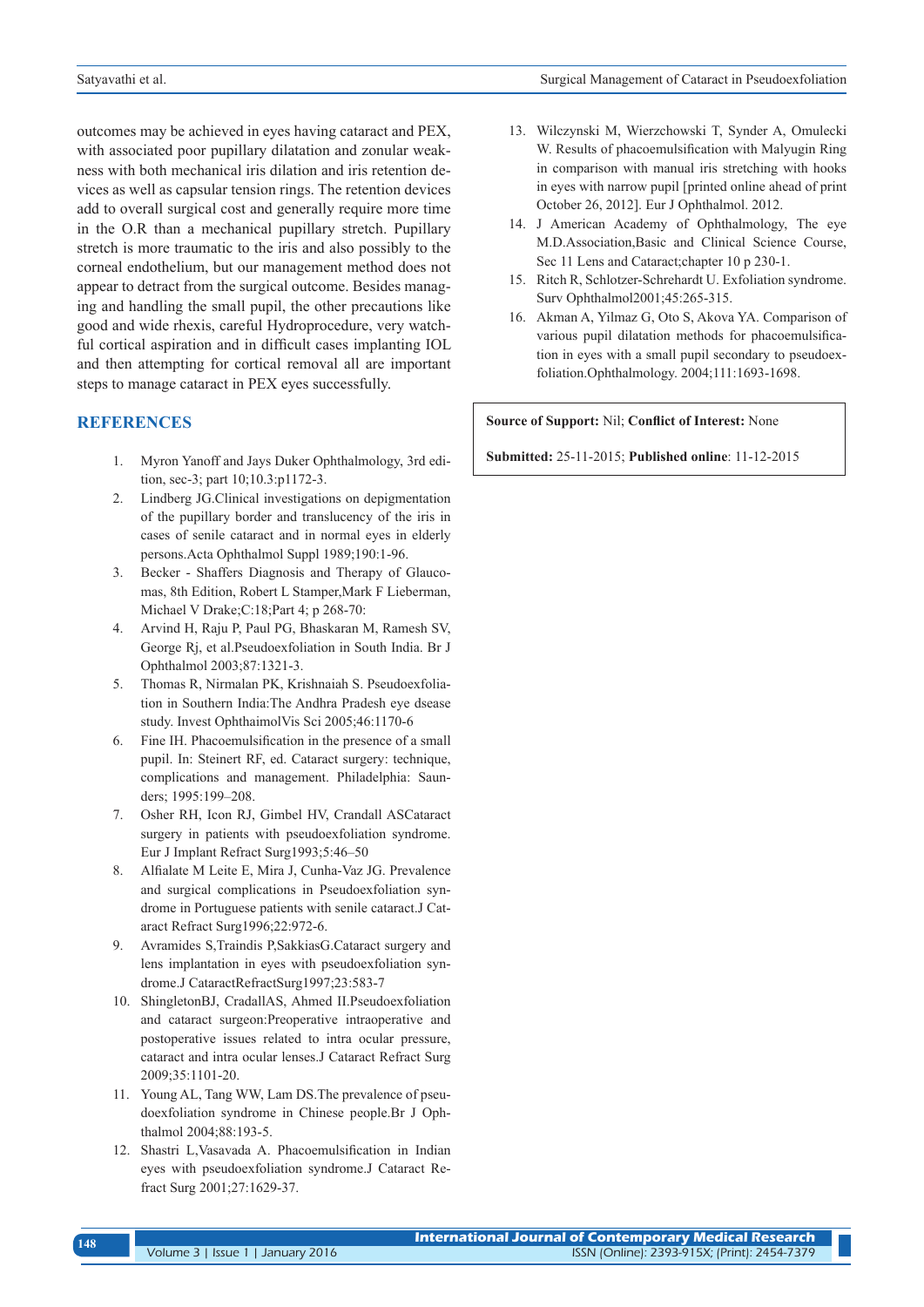outcomes may be achieved in eyes having cataract and PEX, with associated poor pupillary dilatation and zonular weakness with both mechanical iris dilation and iris retention devices as well as capsular tension rings. The retention devices add to overall surgical cost and generally require more time in the O.R than a mechanical pupillary stretch. Pupillary stretch is more traumatic to the iris and also possibly to the corneal endothelium, but our management method does not appear to detract from the surgical outcome. Besides managing and handling the small pupil, the other precautions like good and wide rhexis, careful Hydroprocedure, very watchful cortical aspiration and in difficult cases implanting IOL and then attempting for cortical removal all are important steps to manage cataract in PEX eyes successfully.

## REFERENCES

1. Myron Yanoff and Jays Duker Ophthalmology, 3rd edition, sec-3; part 10;10.3:p1172-3.
2. Lindberg JG.Clinical investigations on depigmentation of the pupillary border and translucency of the iris in cases of senile cataract and in normal eyes in elderly persons.Acta Ophthalmol Suppl 1989;190:1-96.
3. Becker - Shaffers Diagnosis and Therapy of Glaucomas, 8th Edition, Robert L Stamper,Mark F Lieberman, Michael V Drake;C:18;Part 4; p 268-70:
4. Arvind H, Raju P, Paul PG, Bhaskaran M, Ramesh SV, George Rj, et al.Pseudoexfoliation in South India. Br J Ophthalmol 2003;87:1321-3.
5. Thomas R, Nirmalan PK, Krishnaiah S. Pseudoexfoliation in Southern India:The Andhra Pradesh eye dsease study. Invest OphthaimolVis Sci 2005;46:1170-6
6. Fine IH. Phacoemulsification in the presence of a small pupil. In: Steinert RF, ed. Cataract surgery: technique, complications and management. Philadelphia: Saunders; 1995:199–208.
7. Osher RH, Icon RJ, Gimbel HV, Crandall ASCataract surgery in patients with pseudoexfoliation syndrome. Eur J Implant Refract Surg1993;5:46–50
8. Alfialate M Leite E, Mira J, Cunha-Vaz JG. Prevalence and surgical complications in Pseudoexfoliation syndrome in Portuguese patients with senile cataract.J Cataract Refract Surg1996;22:972-6.
9. Avramides S,Traindis P,SakkiasG.Cataract surgery and lens implantation in eyes with pseudoexfoliation syndrome.J CataractRefractSurg1997;23:583-7
10. ShingletonBJ, CradallAS, Ahmed II.Pseudoexfoliation and cataract surgeon:Preoperative intraoperative and postoperative issues related to intra ocular pressure, cataract and intra ocular lenses.J Cataract Refract Surg 2009;35:1101-20.
11. Young AL, Tang WW, Lam DS.The prevalence of pseudoexfoliation syndrome in Chinese people.Br J Ophthalmol 2004;88:193-5.
12. Shastri L,Vasavada A. Phacoemulsification in Indian eyes with pseudoexfoliation syndrome.J Cataract Refract Surg 2001;27:1629-37.
13. Wilczynski M, Wierzchowski T, Synder A, Omulecki W. Results of phacoemulsification with Malyugin Ring in comparison with manual iris stretching with hooks in eyes with narrow pupil [printed online ahead of print October 26, 2012]. Eur J Ophthalmol. 2012.
14. J American Academy of Ophthalmology, The eye M.D.Association,Basic and Clinical Science Course, Sec 11 Lens and Cataract;chapter 10 p 230-1.
15. Ritch R, Schlotzer-Schrehardt U. Exfoliation syndrome. Surv Ophthalmol2001;45:265-315.
16. Akman A, Yilmaz G, Oto S, Akova YA. Comparison of various pupil dilatation methods for phacoemulsification in eyes with a small pupil secondary to pseudoexfoliation.Ophthalmology. 2004;111:1693-1698.

**Source of Support:** Nil; **Conflict of Interest:** None

**Submitted:** 25-11-2015; **Published online**: 11-12-2015